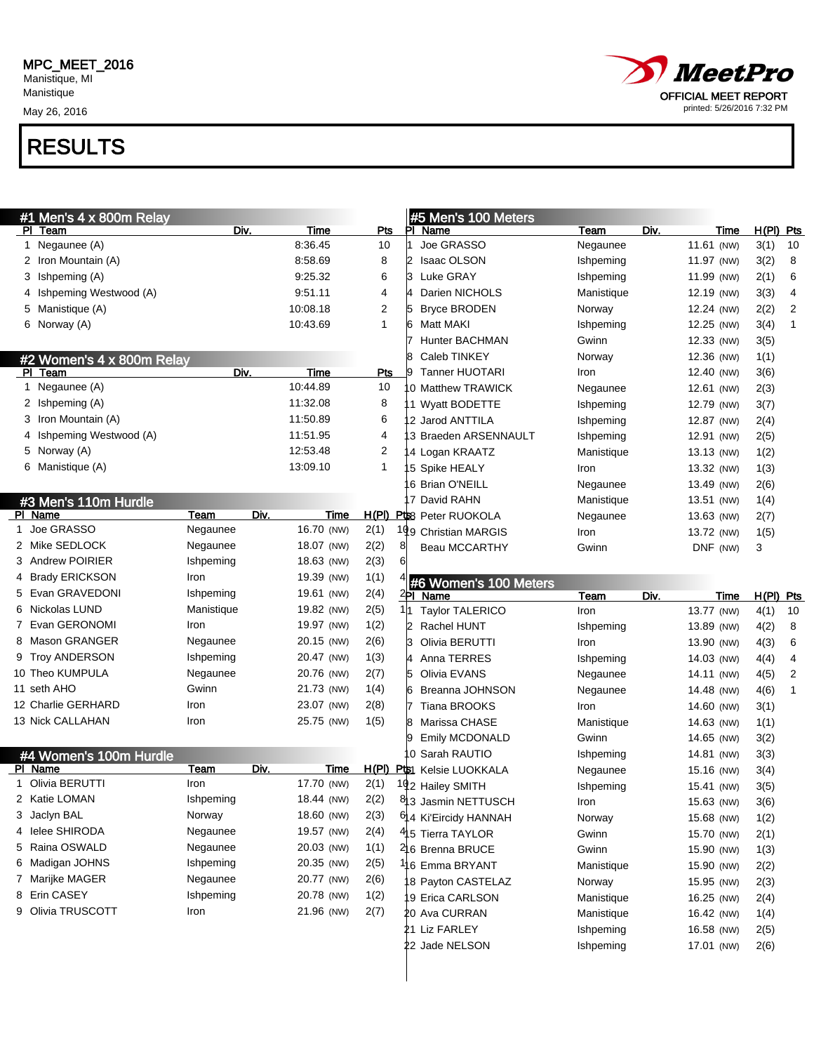MPC_MEET_2016
Manistique, MI
Manistique
May 26, 2016

MeetPro
OFFICIAL MEET REPORT
printed: 5/26/2016 7:32 PM

# RESULTS

## #1 Men's 4 x 800m Relay

| Pl | Team | Div. | Time | Pts |
|---|---|---|---|---|
| 1 | Negaunee (A) | | 8:36.45 | 10 |
| 2 | Iron Mountain (A) | | 8:58.69 | 8 |
| 3 | Ishpeming (A) | | 9:25.32 | 6 |
| 4 | Ishpeming Westwood (A) | | 9:51.11 | 4 |
| 5 | Manistique (A) | | 10:08.18 | 2 |
| 6 | Norway (A) | | 10:43.69 | 1 |

## #2 Women's 4 x 800m Relay

| Pl | Team | Div. | Time | Pts |
|---|---|---|---|---|
| 1 | Negaunee (A) | | 10:44.89 | 10 |
| 2 | Ishpeming (A) | | 11:32.08 | 8 |
| 3 | Iron Mountain (A) | | 11:50.89 | 6 |
| 4 | Ishpeming Westwood (A) | | 11:51.95 | 4 |
| 5 | Norway (A) | | 12:53.48 | 2 |
| 6 | Manistique (A) | | 13:09.10 | 1 |

## #3 Men's 110m Hurdle

| Pl | Name | Team | Div. | Time | H(Pl) | Pts |
|---|---|---|---|---|---|---|
| 1 | Joe GRASSO | Negaunee | | 16.70 (NW) | 2(1) | 10 |
| 2 | Mike SEDLOCK | Negaunee | | 18.07 (NW) | 2(2) | 8 |
| 3 | Andrew POIRIER | Ishpeming | | 18.63 (NW) | 2(3) | 6 |
| 4 | Brady ERICKSON | Iron | | 19.39 (NW) | 1(1) | 4 |
| 5 | Evan GRAVEDONI | Ishpeming | | 19.61 (NW) | 2(4) | 2 |
| 6 | Nickolas LUND | Manistique | | 19.82 (NW) | 2(5) | 1 |
| 7 | Evan GERONOMI | Iron | | 19.97 (NW) | 1(2) | |
| 8 | Mason GRANGER | Negaunee | | 20.15 (NW) | 2(6) | |
| 9 | Troy ANDERSON | Ishpeming | | 20.47 (NW) | 1(3) | |
| 10 | Theo KUMPULA | Negaunee | | 20.76 (NW) | 2(7) | |
| 11 | seth AHO | Gwinn | | 21.73 (NW) | 1(4) | |
| 12 | Charlie GERHARD | Iron | | 23.07 (NW) | 2(8) | |
| 13 | Nick CALLAHAN | Iron | | 25.75 (NW) | 1(5) | |

## #4 Women's 100m Hurdle

| Pl | Name | Team | Div. | Time | H(Pl) | Pts |
|---|---|---|---|---|---|---|
| 1 | Olivia BERUTTI | Iron | | 17.70 (NW) | 2(1) | 10 |
| 2 | Katie LOMAN | Ishpeming | | 18.44 (NW) | 2(2) | 8 |
| 3 | Jaclyn BAL | Norway | | 18.60 (NW) | 2(3) | 6 |
| 4 | Ielee SHIRODA | Negaunee | | 19.57 (NW) | 2(4) | 4 |
| 5 | Raina OSWALD | Negaunee | | 20.03 (NW) | 1(1) | 2 |
| 6 | Madigan JOHNS | Ishpeming | | 20.35 (NW) | 2(5) | 1 |
| 7 | Marijke MAGER | Negaunee | | 20.77 (NW) | 2(6) | |
| 8 | Erin CASEY | Ishpeming | | 20.78 (NW) | 1(2) | |
| 9 | Olivia TRUSCOTT | Iron | | 21.96 (NW) | 2(7) | |

## #5 Men's 100 Meters

| Pl | Name | Team | Div. | Time | H(Pl) | Pts |
|---|---|---|---|---|---|---|
| 1 | Joe GRASSO | Negaunee | | 11.61 (NW) | 3(1) | 10 |
| 2 | Isaac OLSON | Ishpeming | | 11.97 (NW) | 3(2) | 8 |
| 3 | Luke GRAY | Ishpeming | | 11.99 (NW) | 2(1) | 6 |
| 4 | Darien NICHOLS | Manistique | | 12.19 (NW) | 3(3) | 4 |
| 5 | Bryce BRODEN | Norway | | 12.24 (NW) | 2(2) | 2 |
| 6 | Matt MAKI | Ishpeming | | 12.25 (NW) | 3(4) | 1 |
| 7 | Hunter BACHMAN | Gwinn | | 12.33 (NW) | 3(5) | |
| 8 | Caleb TINKEY | Norway | | 12.36 (NW) | 1(1) | |
| 9 | Tanner HUOTARI | Iron | | 12.40 (NW) | 3(6) | |
| 10 | Matthew TRAWICK | Negaunee | | 12.61 (NW) | 2(3) | |
| 11 | Wyatt BODETTE | Ishpeming | | 12.79 (NW) | 3(7) | |
| 12 | Jarod ANTTILA | Ishpeming | | 12.87 (NW) | 2(4) | |
| 13 | Braeden ARSENNAULT | Ishpeming | | 12.91 (NW) | 2(5) | |
| 14 | Logan KRAATZ | Manistique | | 13.13 (NW) | 1(2) | |
| 15 | Spike HEALY | Iron | | 13.32 (NW) | 1(3) | |
| 16 | Brian O'NEILL | Negaunee | | 13.49 (NW) | 2(6) | |
| 17 | David RAHN | Manistique | | 13.51 (NW) | 1(4) | |
| 18 | Peter RUOKOLA | Negaunee | | 13.63 (NW) | 2(7) | |
| 19 | Christian MARGIS | Iron | | 13.72 (NW) | 1(5) | |
| | Beau MCCARTHY | Gwinn | | DNF (NW) | 3 | |

## #6 Women's 100 Meters

| Pl | Name | Team | Div. | Time | H(Pl) | Pts |
|---|---|---|---|---|---|---|
| 1 | Taylor TALERICO | Iron | | 13.77 (NW) | 4(1) | 10 |
| 2 | Rachel HUNT | Ishpeming | | 13.89 (NW) | 4(2) | 8 |
| 3 | Olivia BERUTTI | Iron | | 13.90 (NW) | 4(3) | 6 |
| 4 | Anna TERRES | Ishpeming | | 14.03 (NW) | 4(4) | 4 |
| 5 | Olivia EVANS | Negaunee | | 14.11 (NW) | 4(5) | 2 |
| 6 | Breanna JOHNSON | Negaunee | | 14.48 (NW) | 4(6) | 1 |
| 7 | Tiana BROOKS | Iron | | 14.60 (NW) | 3(1) | |
| 8 | Marissa CHASE | Manistique | | 14.63 (NW) | 1(1) | |
| 9 | Emily MCDONALD | Gwinn | | 14.65 (NW) | 3(2) | |
| 10 | Sarah RAUTIO | Ishpeming | | 14.81 (NW) | 3(3) | |
| 11 | Kelsie LUOKKALA | Negaunee | | 15.16 (NW) | 3(4) | |
| 12 | Hailey SMITH | Ishpeming | | 15.41 (NW) | 3(5) | |
| 13 | Jasmin NETTUSCH | Iron | | 15.63 (NW) | 3(6) | |
| 14 | Ki'Eircidy HANNAH | Norway | | 15.68 (NW) | 1(2) | |
| 15 | Tierra TAYLOR | Gwinn | | 15.70 (NW) | 2(1) | |
| 16 | Brenna BRUCE | Gwinn | | 15.90 (NW) | 1(3) | |
| 16 | Emma BRYANT | Manistique | | 15.90 (NW) | 2(2) | |
| 18 | Payton CASTELAZ | Norway | | 15.95 (NW) | 2(3) | |
| 19 | Erica CARLSON | Manistique | | 16.25 (NW) | 2(4) | |
| 20 | Ava CURRAN | Manistique | | 16.42 (NW) | 1(4) | |
| 21 | Liz FARLEY | Ishpeming | | 16.58 (NW) | 2(5) | |
| 22 | Jade NELSON | Ishpeming | | 17.01 (NW) | 2(6) | |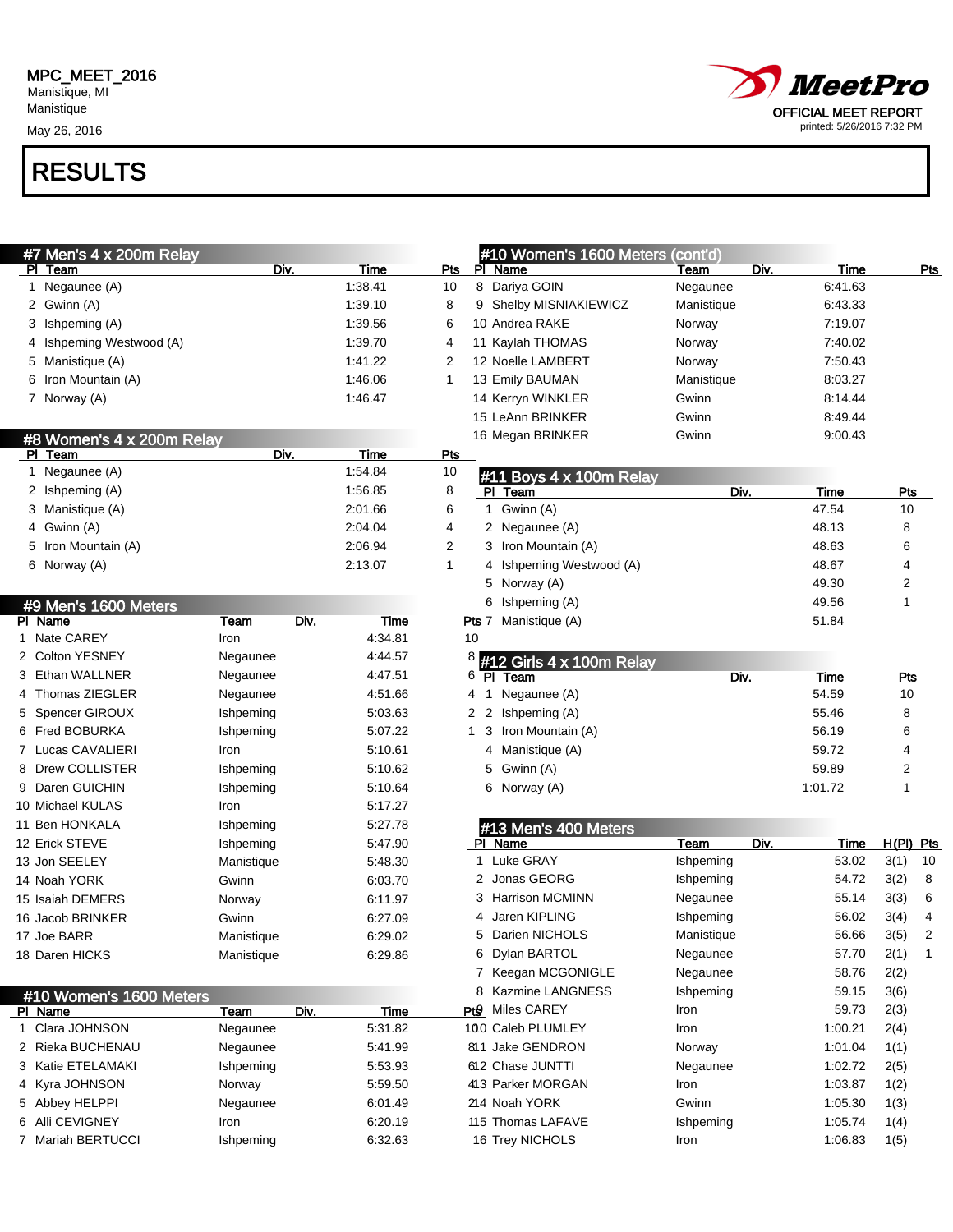MPC_MEET_2016
Manistique, MI
Manistique
May 26, 2016

MeetPro
OFFICIAL MEET REPORT
printed: 5/26/2016 7:32 PM

# RESULTS

## #7 Men's 4 x 200m Relay

| Pl | Team | Div. | Time | Pts |
|---|---|---|---|---|
| 1 | Negaunee (A) | | 1:38.41 | 10 |
| 2 | Gwinn (A) | | 1:39.10 | 8 |
| 3 | Ishpeming (A) | | 1:39.56 | 6 |
| 4 | Ishpeming Westwood (A) | | 1:39.70 | 4 |
| 5 | Manistique (A) | | 1:41.22 | 2 |
| 6 | Iron Mountain (A) | | 1:46.06 | 1 |
| 7 | Norway (A) | | 1:46.47 | |

## #8 Women's 4 x 200m Relay

| Pl | Team | Div. | Time | Pts |
|---|---|---|---|---|
| 1 | Negaunee (A) | | 1:54.84 | 10 |
| 2 | Ishpeming (A) | | 1:56.85 | 8 |
| 3 | Manistique (A) | | 2:01.66 | 6 |
| 4 | Gwinn (A) | | 2:04.04 | 4 |
| 5 | Iron Mountain (A) | | 2:06.94 | 2 |
| 6 | Norway (A) | | 2:13.07 | 1 |

## #9 Men's 1600 Meters

| Pl | Name | Team | Div. | Time | Pts |
|---|---|---|---|---|---|
| 1 | Nate CAREY | Iron | | 4:34.81 | 10 |
| 2 | Colton YESNEY | Negaunee | | 4:44.57 | 8 |
| 3 | Ethan WALLNER | Negaunee | | 4:47.51 | 6 |
| 4 | Thomas ZIEGLER | Negaunee | | 4:51.66 | 4 |
| 5 | Spencer GIROUX | Ishpeming | | 5:03.63 | 2 |
| 6 | Fred BOBURKA | Ishpeming | | 5:07.22 | 1 |
| 7 | Lucas CAVALIERI | Iron | | 5:10.61 | |
| 8 | Drew COLLISTER | Ishpeming | | 5:10.62 | |
| 9 | Daren GUICHIN | Ishpeming | | 5:10.64 | |
| 10 | Michael KULAS | Iron | | 5:17.27 | |
| 11 | Ben HONKALA | Ishpeming | | 5:27.78 | |
| 12 | Erick STEVE | Ishpeming | | 5:47.90 | |
| 13 | Jon SEELEY | Manistique | | 5:48.30 | |
| 14 | Noah YORK | Gwinn | | 6:03.70 | |
| 15 | Isaiah DEMERS | Norway | | 6:11.97 | |
| 16 | Jacob BRINKER | Gwinn | | 6:27.09 | |
| 17 | Joe BARR | Manistique | | 6:29.02 | |
| 18 | Daren HICKS | Manistique | | 6:29.86 | |

## #10 Women's 1600 Meters

| Pl | Name | Team | Div. | Time | Pts |
|---|---|---|---|---|---|
| 1 | Clara JOHNSON | Negaunee | | 5:31.82 | 10 |
| 2 | Rieka BUCHENAU | Negaunee | | 5:41.99 | 8 |
| 3 | Katie ETELAMAKI | Ishpeming | | 5:53.93 | 6 |
| 4 | Kyra JOHNSON | Norway | | 5:59.50 | 4 |
| 5 | Abbey HELPPI | Negaunee | | 6:01.49 | 2 |
| 6 | Alli CEVIGNEY | Iron | | 6:20.19 | 1 |
| 7 | Mariah BERTUCCI | Ishpeming | | 6:32.63 | |
| 8 | Dariya GOIN | Negaunee | | 6:41.63 | |
| 9 | Shelby MISNIAKIEWICZ | Manistique | | 6:43.33 | |
| 10 | Andrea RAKE | Norway | | 7:19.07 | |
| 11 | Kaylah THOMAS | Norway | | 7:40.02 | |
| 12 | Noelle LAMBERT | Norway | | 7:50.43 | |
| 13 | Emily BAUMAN | Manistique | | 8:03.27 | |
| 14 | Kerryn WINKLER | Gwinn | | 8:14.44 | |
| 15 | LeAnn BRINKER | Gwinn | | 8:49.44 | |
| 16 | Megan BRINKER | Gwinn | | 9:00.43 | |

## #11 Boys 4 x 100m Relay

| Pl | Team | Div. | Time | Pts |
|---|---|---|---|---|
| 1 | Gwinn (A) | | 47.54 | 10 |
| 2 | Negaunee (A) | | 48.13 | 8 |
| 3 | Iron Mountain (A) | | 48.63 | 6 |
| 4 | Ishpeming Westwood (A) | | 48.67 | 4 |
| 5 | Norway (A) | | 49.30 | 2 |
| 6 | Ishpeming (A) | | 49.56 | 1 |
| 7 | Manistique (A) | | 51.84 | |

## #12 Girls 4 x 100m Relay

| Pl | Team | Div. | Time | Pts |
|---|---|---|---|---|
| 1 | Negaunee (A) | | 54.59 | 10 |
| 2 | Ishpeming (A) | | 55.46 | 8 |
| 3 | Iron Mountain (A) | | 56.19 | 6 |
| 4 | Manistique (A) | | 59.72 | 4 |
| 5 | Gwinn (A) | | 59.89 | 2 |
| 6 | Norway (A) | | 1:01.72 | 1 |

## #13 Men's 400 Meters

| Pl | Name | Team | Div. | Time | H(Pl) | Pts |
|---|---|---|---|---|---|---|
| 1 | Luke GRAY | Ishpeming | | 53.02 | 3(1) | 10 |
| 2 | Jonas GEORG | Ishpeming | | 54.72 | 3(2) | 8 |
| 3 | Harrison MCMINN | Negaunee | | 55.14 | 3(3) | 6 |
| 4 | Jaren KIPLING | Ishpeming | | 56.02 | 3(4) | 4 |
| 5 | Darien NICHOLS | Manistique | | 56.66 | 3(5) | 2 |
| 6 | Dylan BARTOL | Negaunee | | 57.70 | 2(1) | 1 |
| 7 | Keegan MCGONIGLE | Negaunee | | 58.76 | 2(2) | |
| 8 | Kazmine LANGNESS | Ishpeming | | 59.15 | 3(6) | |
| 9 | Miles CAREY | Iron | | 59.73 | 2(3) | |
| 10 | Caleb PLUMLEY | Iron | | 1:00.21 | 2(4) | |
| 11 | Jake GENDRON | Norway | | 1:01.04 | 1(1) | |
| 12 | Chase JUNTTI | Negaunee | | 1:02.72 | 2(5) | |
| 13 | Parker MORGAN | Iron | | 1:03.87 | 1(2) | |
| 14 | Noah YORK | Gwinn | | 1:05.30 | 1(3) | |
| 15 | Thomas LAFAVE | Ishpeming | | 1:05.74 | 1(4) | |
| 16 | Trey NICHOLS | Iron | | 1:06.83 | 1(5) | |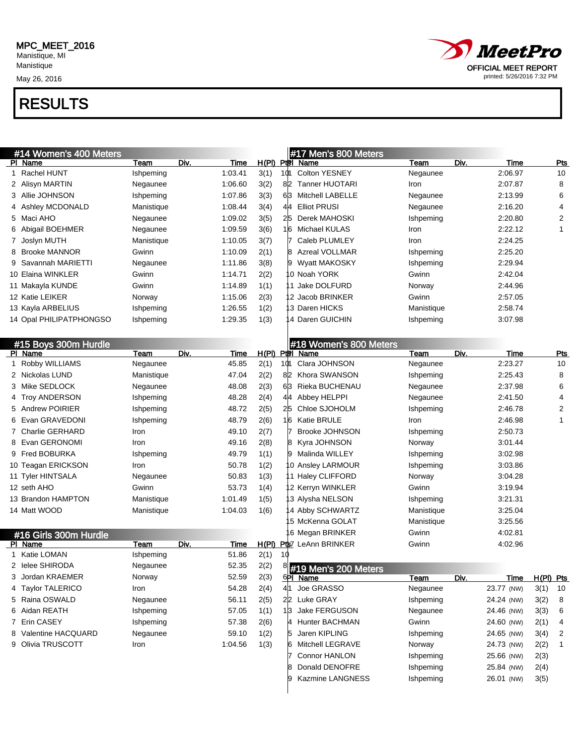MPC_MEET_2016
Manistique, MI
Manistique
May 26, 2016

MeetPro
OFFICIAL MEET REPORT
printed: 5/26/2016 7:32 PM

# RESULTS

## #14 Women's 400 Meters

| Pl | Name | Team | Div. | Time | H(Pl) | Pts |
|---|---|---|---|---|---|---|
| 1 | Rachel HUNT | Ishpeming | | 1:03.41 | 3(1) | 10 |
| 2 | Alisyn MARTIN | Negaunee | | 1:06.60 | 3(2) | 8 |
| 3 | Allie JOHNSON | Ishpeming | | 1:07.86 | 3(3) | 6 |
| 4 | Ashley MCDONALD | Manistique | | 1:08.44 | 3(4) | 4 |
| 5 | Maci AHO | Negaunee | | 1:09.02 | 3(5) | 2 |
| 6 | Abigail BOEHMER | Negaunee | | 1:09.59 | 3(6) | 1 |
| 7 | Joslyn MUTH | Manistique | | 1:10.05 | 3(7) | |
| 8 | Brooke MANNOR | Gwinn | | 1:10.09 | 2(1) | |
| 9 | Savannah MARIETTI | Negaunee | | 1:11.86 | 3(8) | |
| 10 | Elaina WINKLER | Gwinn | | 1:14.71 | 2(2) | |
| 11 | Makayla KUNDE | Gwinn | | 1:14.89 | 1(1) | |
| 12 | Katie LEIKER | Norway | | 1:15.06 | 2(3) | |
| 13 | Kayla ARBELIUS | Ishpeming | | 1:26.55 | 1(2) | |
| 14 | Opal PHILIPATPHONGSO | Ishpeming | | 1:29.35 | 1(3) | |

## #15 Boys 300m Hurdle

| Pl | Name | Team | Div. | Time | H(Pl) | Pts |
|---|---|---|---|---|---|---|
| 1 | Robby WILLIAMS | Negaunee | | 45.85 | 2(1) | 10 |
| 2 | Nickolas LUND | Manistique | | 47.04 | 2(2) | 8 |
| 3 | Mike SEDLOCK | Negaunee | | 48.08 | 2(3) | 6 |
| 4 | Troy ANDERSON | Ishpeming | | 48.28 | 2(4) | 4 |
| 5 | Andrew POIRIER | Ishpeming | | 48.72 | 2(5) | 2 |
| 6 | Evan GRAVEDONI | Ishpeming | | 48.79 | 2(6) | 1 |
| 7 | Charlie GERHARD | Iron | | 49.10 | 2(7) | |
| 8 | Evan GERONOMI | Iron | | 49.16 | 2(8) | |
| 9 | Fred BOBURKA | Ishpeming | | 49.79 | 1(1) | |
| 10 | Teagan ERICKSON | Iron | | 50.78 | 1(2) | |
| 11 | Tyler HINTSALA | Negaunee | | 50.83 | 1(3) | |
| 12 | seth AHO | Gwinn | | 53.73 | 1(4) | |
| 13 | Brandon HAMPTON | Manistique | | 1:01.49 | 1(5) | |
| 14 | Matt WOOD | Manistique | | 1:04.03 | 1(6) | |

## #16 Girls 300m Hurdle

| Pl | Name | Team | Div. | Time | H(Pl) | Pts |
|---|---|---|---|---|---|---|
| 1 | Katie LOMAN | Ishpeming | | 51.86 | 2(1) | 10 |
| 2 | Ielee SHIRODA | Negaunee | | 52.35 | 2(2) | 8 |
| 3 | Jordan KRAEMER | Norway | | 52.59 | 2(3) | 6 |
| 4 | Taylor TALERICO | Iron | | 54.28 | 2(4) | 4 |
| 5 | Raina OSWALD | Negaunee | | 56.11 | 2(5) | 2 |
| 6 | Aidan REATH | Ishpeming | | 57.05 | 1(1) | 1 |
| 7 | Erin CASEY | Ishpeming | | 57.38 | 2(6) | |
| 8 | Valentine HACQUARD | Negaunee | | 59.10 | 1(2) | |
| 9 | Olivia TRUSCOTT | Iron | | 1:04.56 | 1(3) | |

## #17 Men's 800 Meters

| Pl | Name | Team | Div. | Time | Pts |
|---|---|---|---|---|---|
| 1 | Colton YESNEY | Negaunee | | 2:06.97 | 10 |
| 2 | Tanner HUOTARI | Iron | | 2:07.87 | 8 |
| 3 | Mitchell LABELLE | Negaunee | | 2:13.99 | 6 |
| 4 | Elliot PRUSI | Negaunee | | 2:16.20 | 4 |
| 5 | Derek MAHOSKI | Ishpeming | | 2:20.80 | 2 |
| 6 | Michael KULAS | Iron | | 2:22.12 | 1 |
| 7 | Caleb PLUMLEY | Iron | | 2:24.25 | |
| 8 | Azreal VOLLMAR | Ishpeming | | 2:25.20 | |
| 9 | Wyatt MAKOSKY | Ishpeming | | 2:29.94 | |
| 10 | Noah YORK | Gwinn | | 2:42.04 | |
| 11 | Jake DOLFURD | Norway | | 2:44.96 | |
| 12 | Jacob BRINKER | Gwinn | | 2:57.05 | |
| 13 | Daren HICKS | Manistique | | 2:58.74 | |
| 14 | Daren GUICHIN | Ishpeming | | 3:07.98 | |

## #18 Women's 800 Meters

| Pl | Name | Team | Div. | Time | Pts |
|---|---|---|---|---|---|
| 1 | Clara JOHNSON | Negaunee | | 2:23.27 | 10 |
| 2 | Khora SWANSON | Ishpeming | | 2:25.43 | 8 |
| 3 | Rieka BUCHENAU | Negaunee | | 2:37.98 | 6 |
| 4 | Abbey HELPPI | Negaunee | | 2:41.50 | 4 |
| 5 | Chloe SJOHOLM | Ishpeming | | 2:46.78 | 2 |
| 6 | Katie BRULE | Iron | | 2:46.98 | 1 |
| 7 | Brooke JOHNSON | Ishpeming | | 2:50.73 | |
| 8 | Kyra JOHNSON | Norway | | 3:01.44 | |
| 9 | Malinda WILLEY | Ishpeming | | 3:02.98 | |
| 10 | Ansley LARMOUR | Ishpeming | | 3:03.86 | |
| 11 | Haley CLIFFORD | Norway | | 3:04.28 | |
| 12 | Kerryn WINKLER | Gwinn | | 3:19.94 | |
| 13 | Alysha NELSON | Ishpeming | | 3:21.31 | |
| 14 | Abby SCHWARTZ | Manistique | | 3:25.04 | |
| 15 | McKenna GOLAT | Manistique | | 3:25.56 | |
| 16 | Megan BRINKER | Gwinn | | 4:02.81 | |
| 17 | LeAnn BRINKER | Gwinn | | 4:02.96 | |

## #19 Men's 200 Meters

| Pl | Name | Team | Div. | Time | H(Pl) | Pts |
|---|---|---|---|---|---|---|
| 1 | Joe GRASSO | Negaunee | | 23.77 (NW) | 3(1) | 10 |
| 2 | Luke GRAY | Ishpeming | | 24.24 (NW) | 3(2) | 8 |
| 3 | Jake FERGUSON | Negaunee | | 24.46 (NW) | 3(3) | 6 |
| 4 | Hunter BACHMAN | Gwinn | | 24.60 (NW) | 2(1) | 4 |
| 5 | Jaren KIPLING | Ishpeming | | 24.65 (NW) | 3(4) | 2 |
| 6 | Mitchell LEGRAVE | Norway | | 24.73 (NW) | 2(2) | 1 |
| 7 | Connor HANLON | Ishpeming | | 25.66 (NW) | 2(3) | |
| 8 | Donald DENOFRE | Ishpeming | | 25.84 (NW) | 2(4) | |
| 9 | Kazmine LANGNESS | Ishpeming | | 26.01 (NW) | 3(5) | |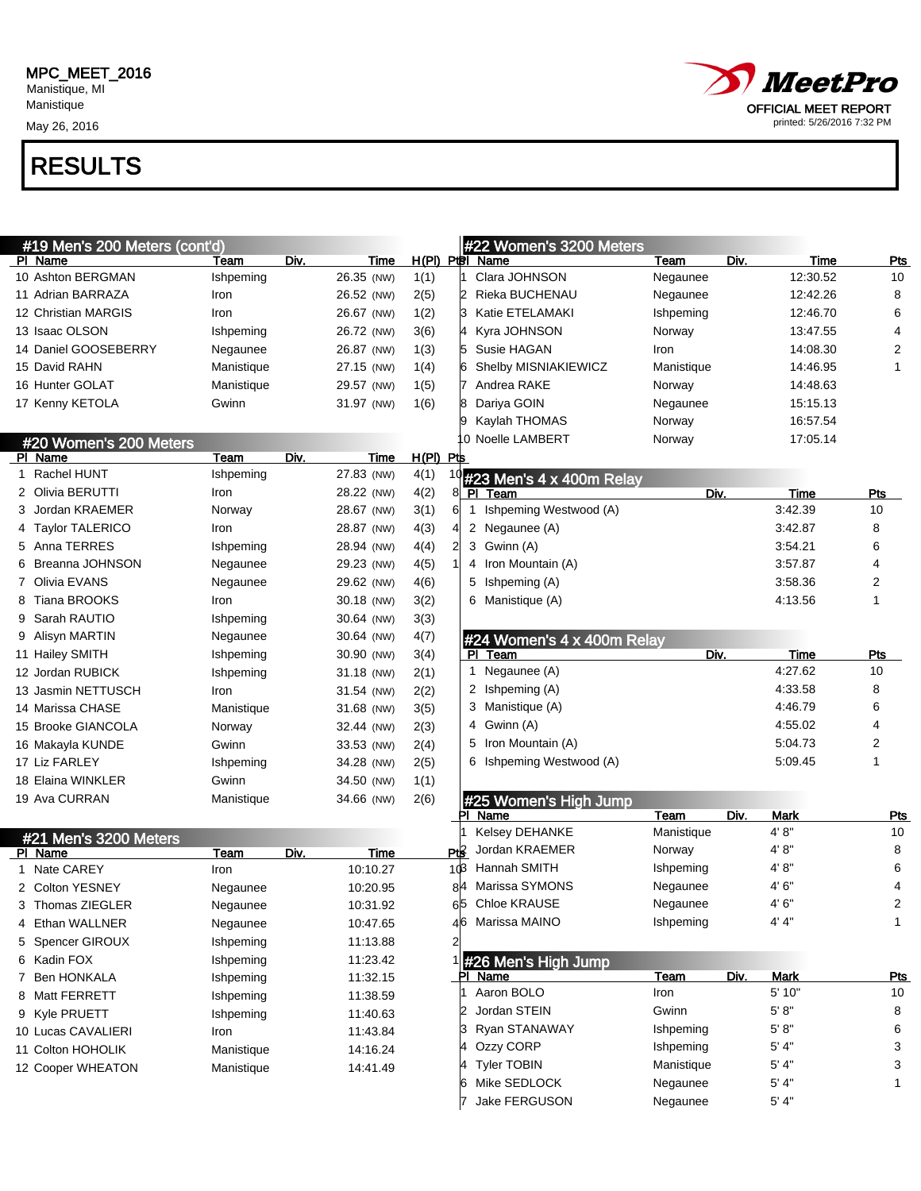# RESULTS

## #19 Men's 200 Meters (cont'd)

| Pl | Name | Team | Div. | Time | H(Pl) | Pts |
|---|---|---|---|---|---|---|
| 10 | Ashton BERGMAN | Ishpeming | | 26.35 (NW) | 1(1) | |
| 11 | Adrian BARRAZA | Iron | | 26.52 (NW) | 2(5) | |
| 12 | Christian MARGIS | Ishpeming | | 26.67 (NW) | 1(2) | |
| 13 | Isaac OLSON | Ishpeming | | 26.72 (NW) | 3(6) | |
| 14 | Daniel GOOSEBERRY | Negaunee | | 26.87 (NW) | 1(3) | |
| 15 | David RAHN | Manistique | | 27.15 (NW) | 1(4) | |
| 16 | Hunter GOLAT | Manistique | | 29.57 (NW) | 1(5) | |
| 17 | Kenny KETOLA | Gwinn | | 31.97 (NW) | 1(6) | |

## #20 Women's 200 Meters

| Pl | Name | Team | Div. | Time | H(Pl) | Pts |
|---|---|---|---|---|---|---|
| 1 | Rachel HUNT | Ishpeming | | 27.83 (NW) | 4(1) | 10 |
| 2 | Olivia BERUTTI | Iron | | 28.22 (NW) | 4(2) | 8 |
| 3 | Jordan KRAEMER | Norway | | 28.67 (NW) | 3(1) | 6 |
| 4 | Taylor TALERICO | Iron | | 28.87 (NW) | 4(3) | 4 |
| 5 | Anna TERRES | Ishpeming | | 28.94 (NW) | 4(4) | 2 |
| 6 | Breanna JOHNSON | Negaunee | | 29.23 (NW) | 4(5) | 1 |
| 7 | Olivia EVANS | Negaunee | | 29.62 (NW) | 4(6) | |
| 8 | Tiana BROOKS | Iron | | 30.18 (NW) | 3(2) | |
| 9 | Sarah RAUTIO | Ishpeming | | 30.64 (NW) | 3(3) | |
| 9 | Alisyn MARTIN | Negaunee | | 30.64 (NW) | 4(7) | |
| 11 | Hailey SMITH | Ishpeming | | 30.90 (NW) | 3(4) | |
| 12 | Jordan RUBICK | Ishpeming | | 31.18 (NW) | 2(1) | |
| 13 | Jasmin NETTUSCH | Iron | | 31.54 (NW) | 2(2) | |
| 14 | Marissa CHASE | Manistique | | 31.68 (NW) | 3(5) | |
| 15 | Brooke GIANCOLA | Norway | | 32.44 (NW) | 2(3) | |
| 16 | Makayla KUNDE | Gwinn | | 33.53 (NW) | 2(4) | |
| 17 | Liz FARLEY | Ishpeming | | 34.28 (NW) | 2(5) | |
| 18 | Elaina WINKLER | Gwinn | | 34.50 (NW) | 1(1) | |
| 19 | Ava CURRAN | Manistique | | 34.66 (NW) | 2(6) | |

## #21 Men's 3200 Meters

| Pl | Name | Team | Div. | Time | Pts |
|---|---|---|---|---|---|
| 1 | Nate CAREY | Iron | | 10:10.27 | 10 |
| 2 | Colton YESNEY | Negaunee | | 10:20.95 | 8 |
| 3 | Thomas ZIEGLER | Negaunee | | 10:31.92 | 6 |
| 4 | Ethan WALLNER | Negaunee | | 10:47.65 | 4 |
| 5 | Spencer GIROUX | Ishpeming | | 11:13.88 | 2 |
| 6 | Kadin FOX | Ishpeming | | 11:23.42 | 1 |
| 7 | Ben HONKALA | Ishpeming | | 11:32.15 | |
| 8 | Matt FERRETT | Ishpeming | | 11:38.59 | |
| 9 | Kyle PRUETT | Ishpeming | | 11:40.63 | |
| 10 | Lucas CAVALIERI | Iron | | 11:43.84 | |
| 11 | Colton HOHOLIK | Manistique | | 14:16.24 | |
| 12 | Cooper WHEATON | Manistique | | 14:41.49 | |

## #22 Women's 3200 Meters

| Pl | Name | Team | Div. | Time | Pts |
|---|---|---|---|---|---|
| 1 | Clara JOHNSON | Negaunee | | 12:30.52 | 10 |
| 2 | Rieka BUCHENAU | Negaunee | | 12:42.26 | 8 |
| 3 | Katie ETELAMAKI | Ishpeming | | 12:46.70 | 6 |
| 4 | Kyra JOHNSON | Norway | | 13:47.55 | 4 |
| 5 | Susie HAGAN | Iron | | 14:08.30 | 2 |
| 6 | Shelby MISNIAKIEWICZ | Manistique | | 14:46.95 | 1 |
| 7 | Andrea RAKE | Norway | | 14:48.63 | |
| 8 | Dariya GOIN | Negaunee | | 15:15.13 | |
| 9 | Kaylah THOMAS | Norway | | 16:57.54 | |
| 10 | Noelle LAMBERT | Norway | | 17:05.14 | |

## #23 Men's 4 x 400m Relay

| Pl | Team | Div. | Time | Pts |
|---|---|---|---|---|
| 1 | Ishpeming Westwood (A) | | 3:42.39 | 10 |
| 2 | Negaunee (A) | | 3:42.87 | 8 |
| 3 | Gwinn (A) | | 3:54.21 | 6 |
| 4 | Iron Mountain (A) | | 3:57.87 | 4 |
| 5 | Ishpeming (A) | | 3:58.36 | 2 |
| 6 | Manistique (A) | | 4:13.56 | 1 |

## #24 Women's 4 x 400m Relay

| Pl | Team | Div. | Time | Pts |
|---|---|---|---|---|
| 1 | Negaunee (A) | | 4:27.62 | 10 |
| 2 | Ishpeming (A) | | 4:33.58 | 8 |
| 3 | Manistique (A) | | 4:46.79 | 6 |
| 4 | Gwinn (A) | | 4:55.02 | 4 |
| 5 | Iron Mountain (A) | | 5:04.73 | 2 |
| 6 | Ishpeming Westwood (A) | | 5:09.45 | 1 |

## #25 Women's High Jump

| Pl | Name | Team | Div. | Mark | Pts |
|---|---|---|---|---|---|
| 1 | Kelsey DEHANKE | Manistique | | 4' 8" | 10 |
| 2 | Jordan KRAEMER | Norway | | 4' 8" | 8 |
| 3 | Hannah SMITH | Ishpeming | | 4' 8" | 6 |
| 4 | Marissa SYMONS | Negaunee | | 4' 6" | 4 |
| 5 | Chloe KRAUSE | Negaunee | | 4' 6" | 2 |
| 6 | Marissa MAINO | Ishpeming | | 4' 4" | 1 |

## #26 Men's High Jump

| Pl | Name | Team | Div. | Mark | Pts |
|---|---|---|---|---|---|
| 1 | Aaron BOLO | Iron | | 5' 10" | 10 |
| 2 | Jordan STEIN | Gwinn | | 5' 8" | 8 |
| 3 | Ryan STANAWAY | Ishpeming | | 5' 8" | 6 |
| 4 | Ozzy CORP | Ishpeming | | 5' 4" | 3 |
| 4 | Tyler TOBIN | Manistique | | 5' 4" | 3 |
| 6 | Mike SEDLOCK | Negaunee | | 5' 4" | 1 |
| 7 | Jake FERGUSON | Negaunee | | 5' 4" | |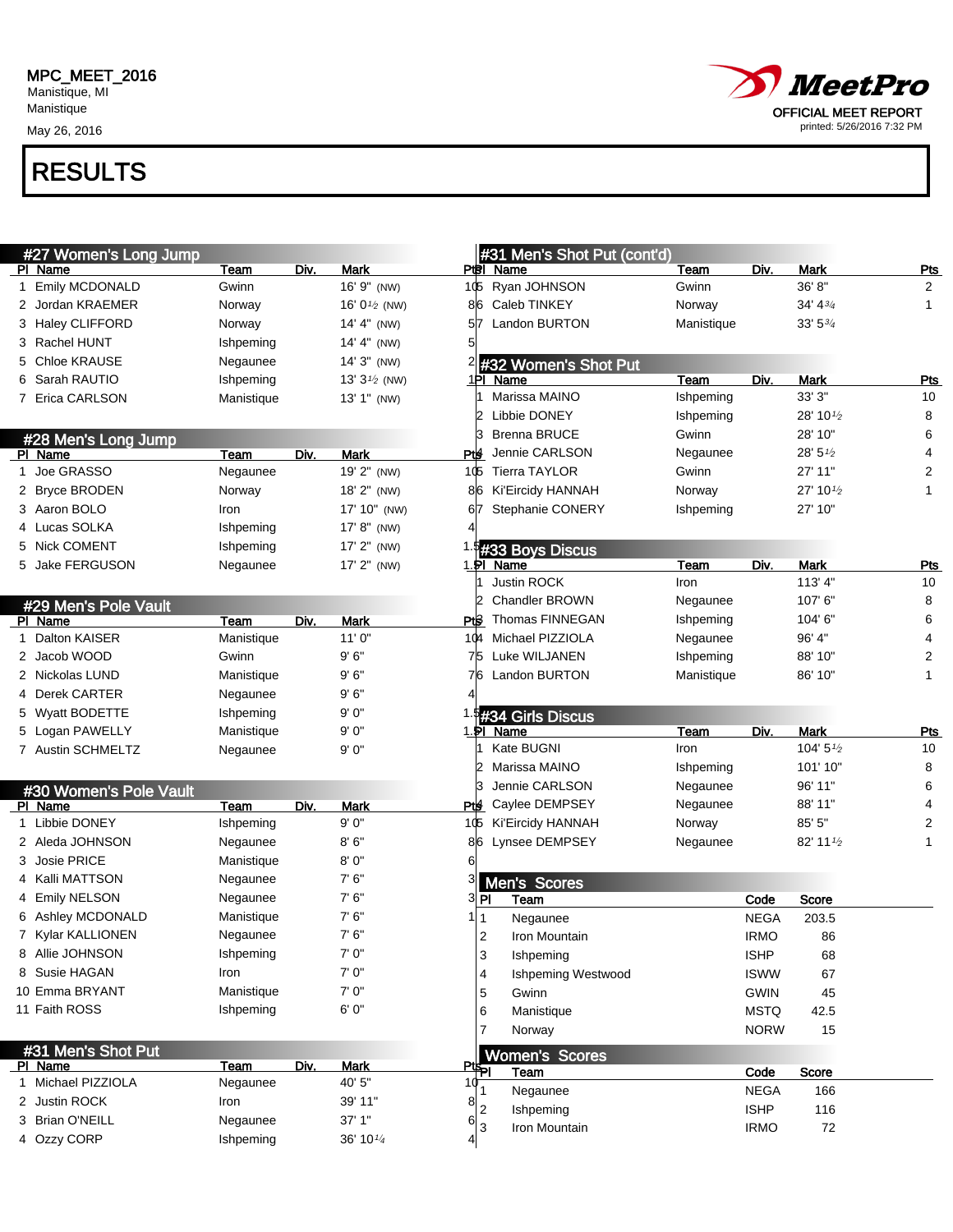MPC_MEET_2016
Manistique, MI
Manistique
May 26, 2016

MeetPro
OFFICIAL MEET REPORT
printed: 5/26/2016 7:32 PM

# RESULTS

## #27 Women's Long Jump

| Pl | Name | Team | Div. | Mark | Pts |
|---|---|---|---|---|---|
| 1 | Emily MCDONALD | Gwinn | | 16' 9" (NW) | 10 |
| 2 | Jordan KRAEMER | Norway | | 16' 0½ (NW) | 8 |
| 3 | Haley CLIFFORD | Norway | | 14' 4" (NW) | 5 |
| 3 | Rachel HUNT | Ishpeming | | 14' 4" (NW) | 5 |
| 5 | Chloe KRAUSE | Negaunee | | 14' 3" (NW) | 2 |
| 6 | Sarah RAUTIO | Ishpeming | | 13' 3½ (NW) | 1 |
| 7 | Erica CARLSON | Manistique | | 13' 1" (NW) | |

## #28 Men's Long Jump

| Pl | Name | Team | Div. | Mark | Pts |
|---|---|---|---|---|---|
| 1 | Joe GRASSO | Negaunee | | 19' 2" (NW) | 10 |
| 2 | Bryce BRODEN | Norway | | 18' 2" (NW) | 8 |
| 3 | Aaron BOLO | Iron | | 17' 10" (NW) | 6 |
| 4 | Lucas SOLKA | Ishpeming | | 17' 8" (NW) | 4 |
| 5 | Nick COMENT | Ishpeming | | 17' 2" (NW) | 1.5 |
| 5 | Jake FERGUSON | Negaunee | | 17' 2" (NW) | 1.5 |

## #29 Men's Pole Vault

| Pl | Name | Team | Div. | Mark | Pts |
|---|---|---|---|---|---|
| 1 | Dalton KAISER | Manistique | | 11' 0" | 10 |
| 2 | Jacob WOOD | Gwinn | | 9' 6" | 7 |
| 2 | Nickolas LUND | Manistique | | 9' 6" | 7 |
| 4 | Derek CARTER | Negaunee | | 9' 6" | 4 |
| 5 | Wyatt BODETTE | Ishpeming | | 9' 0" | 1.5 |
| 5 | Logan PAWELLY | Manistique | | 9' 0" | 1.5 |
| 7 | Austin SCHMELTZ | Negaunee | | 9' 0" | |

## #30 Women's Pole Vault

| Pl | Name | Team | Div. | Mark | Pts |
|---|---|---|---|---|---|
| 1 | Libbie DONEY | Ishpeming | | 9' 0" | 10 |
| 2 | Aleda JOHNSON | Negaunee | | 8' 6" | 8 |
| 3 | Josie PRICE | Manistique | | 8' 0" | 6 |
| 4 | Kalli MATTSON | Negaunee | | 7' 6" | 3 |
| 4 | Emily NELSON | Negaunee | | 7' 6" | 3 |
| 6 | Ashley MCDONALD | Manistique | | 7' 6" | 1 |
| 7 | Kylar KALLIONEN | Negaunee | | 7' 6" | |
| 8 | Allie JOHNSON | Ishpeming | | 7' 0" | |
| 8 | Susie HAGAN | Iron | | 7' 0" | |
| 10 | Emma BRYANT | Manistique | | 7' 0" | |
| 11 | Faith ROSS | Ishpeming | | 6' 0" | |

## #31 Men's Shot Put

| Pl | Name | Team | Div. | Mark | Pts |
|---|---|---|---|---|---|
| 1 | Michael PIZZIOLA | Negaunee | | 40' 5" | 10 |
| 2 | Justin ROCK | Iron | | 39' 11" | 8 |
| 3 | Brian O'NEILL | Negaunee | | 37' 1" | 6 |
| 4 | Ozzy CORP | Ishpeming | | 36' 10¼ | 4 |
| 5 | Ryan JOHNSON | Gwinn | | 36' 8" | 2 |
| 6 | Caleb TINKEY | Norway | | 34' 4¾ | 1 |
| 7 | Landon BURTON | Manistique | | 33' 5¾ | |

## #32 Women's Shot Put

| Pl | Name | Team | Div. | Mark | Pts |
|---|---|---|---|---|---|
| 1 | Marissa MAINO | Ishpeming | | 33' 3" | 10 |
| 2 | Libbie DONEY | Ishpeming | | 28' 10½ | 8 |
| 3 | Brenna BRUCE | Gwinn | | 28' 10" | 6 |
| 4 | Jennie CARLSON | Negaunee | | 28' 5½ | 4 |
| 5 | Tierra TAYLOR | Gwinn | | 27' 11" | 2 |
| 6 | Ki'Eircidy HANNAH | Norway | | 27' 10½ | 1 |
| 7 | Stephanie CONERY | Ishpeming | | 27' 10" | |

## #33 Boys Discus

| Pl | Name | Team | Div. | Mark | Pts |
|---|---|---|---|---|---|
| 1 | Justin ROCK | Iron | | 113' 4" | 10 |
| 2 | Chandler BROWN | Negaunee | | 107' 6" | 8 |
| 3 | Thomas FINNEGAN | Ishpeming | | 104' 6" | 6 |
| 4 | Michael PIZZIOLA | Negaunee | | 96' 4" | 4 |
| 5 | Luke WILJANEN | Ishpeming | | 88' 10" | 2 |
| 6 | Landon BURTON | Manistique | | 86' 10" | 1 |

## #34 Girls Discus

| Pl | Name | Team | Div. | Mark | Pts |
|---|---|---|---|---|---|
| 1 | Kate BUGNI | Iron | | 104' 5½ | 10 |
| 2 | Marissa MAINO | Ishpeming | | 101' 10" | 8 |
| 3 | Jennie CARLSON | Negaunee | | 96' 11" | 6 |
| 4 | Caylee DEMPSEY | Negaunee | | 88' 11" | 4 |
| 5 | Ki'Eircidy HANNAH | Norway | | 85' 5" | 2 |
| 6 | Lynsee DEMPSEY | Negaunee | | 82' 11½ | 1 |

## Men's Scores

| Pl | Team | Code | Score |
|---|---|---|---|
| 1 | Negaunee | NEGA | 203.5 |
| 2 | Iron Mountain | IRMO | 86 |
| 3 | Ishpeming | ISHP | 68 |
| 4 | Ishpeming Westwood | ISWW | 67 |
| 5 | Gwinn | GWIN | 45 |
| 6 | Manistique | MSTQ | 42.5 |
| 7 | Norway | NORW | 15 |

## Women's Scores

| Pl | Team | Code | Score |
|---|---|---|---|
| 1 | Negaunee | NEGA | 166 |
| 2 | Ishpeming | ISHP | 116 |
| 3 | Iron Mountain | IRMO | 72 |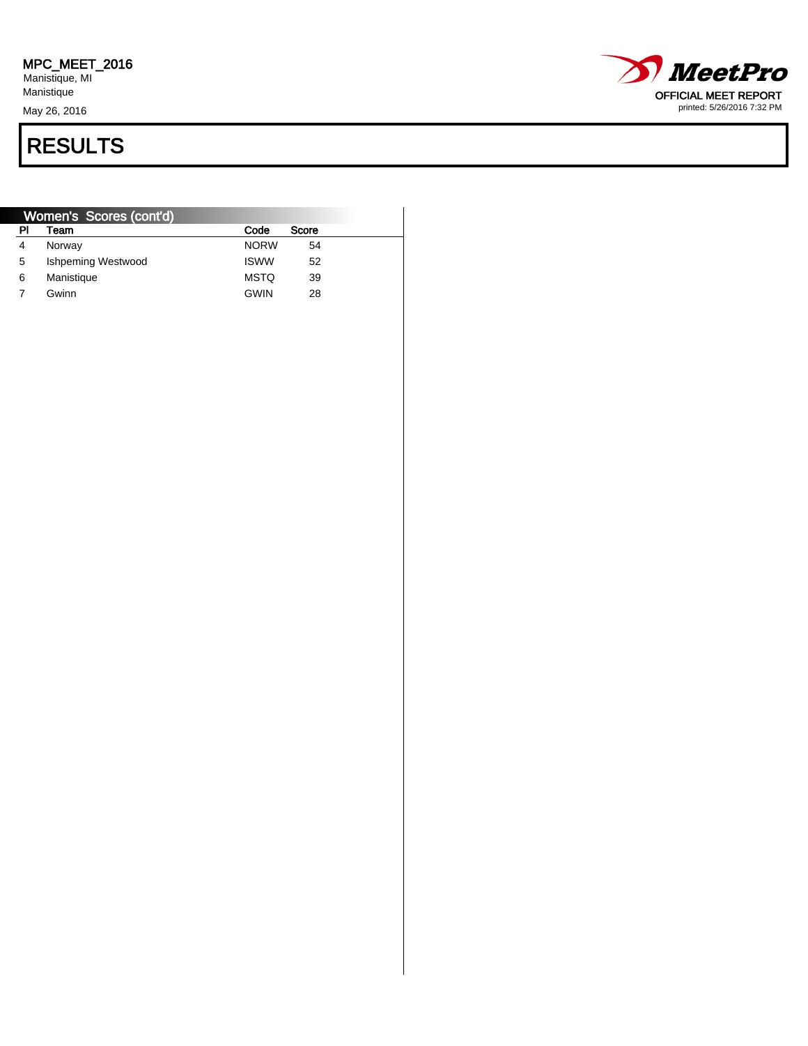MPC_MEET_2016
Manistique, MI
Manistique
May 26, 2016

MeetPro
OFFICIAL MEET REPORT
printed: 5/26/2016 7:32 PM

# RESULTS

## Women's Scores (cont'd)

| Pl | Team | Code | Score |
|---|---|---|---|
| 4 | Norway | NORW | 54 |
| 5 | Ishpeming Westwood | ISWW | 52 |
| 6 | Manistique | MSTQ | 39 |
| 7 | Gwinn | GWIN | 28 |